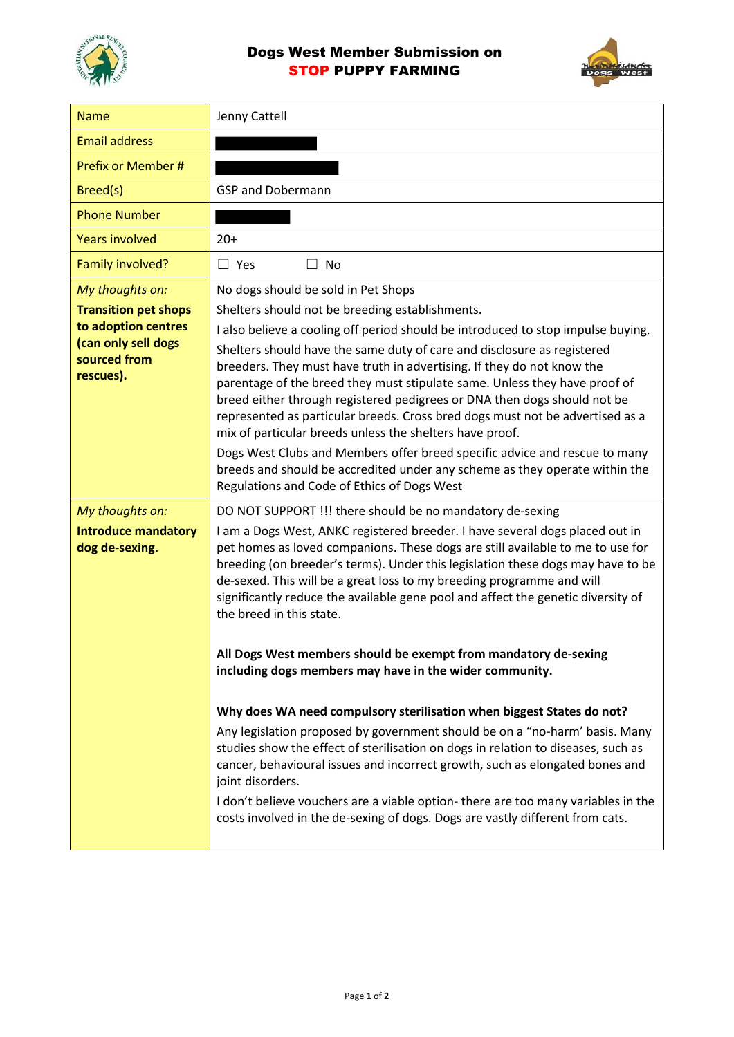# Dogs West Member Submission on STOP PUPPY FARMING

| Name | Jenny Cattell |
|---|---|
| Email address | |
| Prefix or Member # | |
| Breed(s) | GSP and Dobermann |
| Phone Number | |
| Years involved | 20+ |
| Family involved? | ☐ Yes ☐ No |
| *My thoughts on:* **Transition pet shops to adoption centres (can only sell dogs sourced from rescues).** | No dogs should be sold in Pet Shops<br>Shelters should not be breeding establishments.<br>I also believe a cooling off period should be introduced to stop impulse buying.<br>Shelters should have the same duty of care and disclosure as registered breeders. They must have truth in advertising. If they do not know the parentage of the breed they must stipulate same. Unless they have proof of breed either through registered pedigrees or DNA then dogs should not be represented as particular breeds. Cross bred dogs must not be advertised as a mix of particular breeds unless the shelters have proof.<br>Dogs West Clubs and Members offer breed specific advice and rescue to many breeds and should be accredited under any scheme as they operate within the Regulations and Code of Ethics of Dogs West |
| *My thoughts on:* **Introduce mandatory dog de-sexing.** | DO NOT SUPPORT !!! there should be no mandatory de-sexing<br>I am a Dogs West, ANKC registered breeder. I have several dogs placed out in pet homes as loved companions. These dogs are still available to me to use for breeding (on breeder's terms). Under this legislation these dogs may have to be de-sexed. This will be a great loss to my breeding programme and will significantly reduce the available gene pool and affect the genetic diversity of the breed in this state.<br><br>**All Dogs West members should be exempt from mandatory de-sexing including dogs members may have in the wider community.**<br><br>**Why does WA need compulsory sterilisation when biggest States do not?**<br>Any legislation proposed by government should be on a "no-harm' basis. Many studies show the effect of sterilisation on dogs in relation to diseases, such as cancer, behavioural issues and incorrect growth, such as elongated bones and joint disorders.<br>I don't believe vouchers are a viable option- there are too many variables in the costs involved in the de-sexing of dogs. Dogs are vastly different from cats. |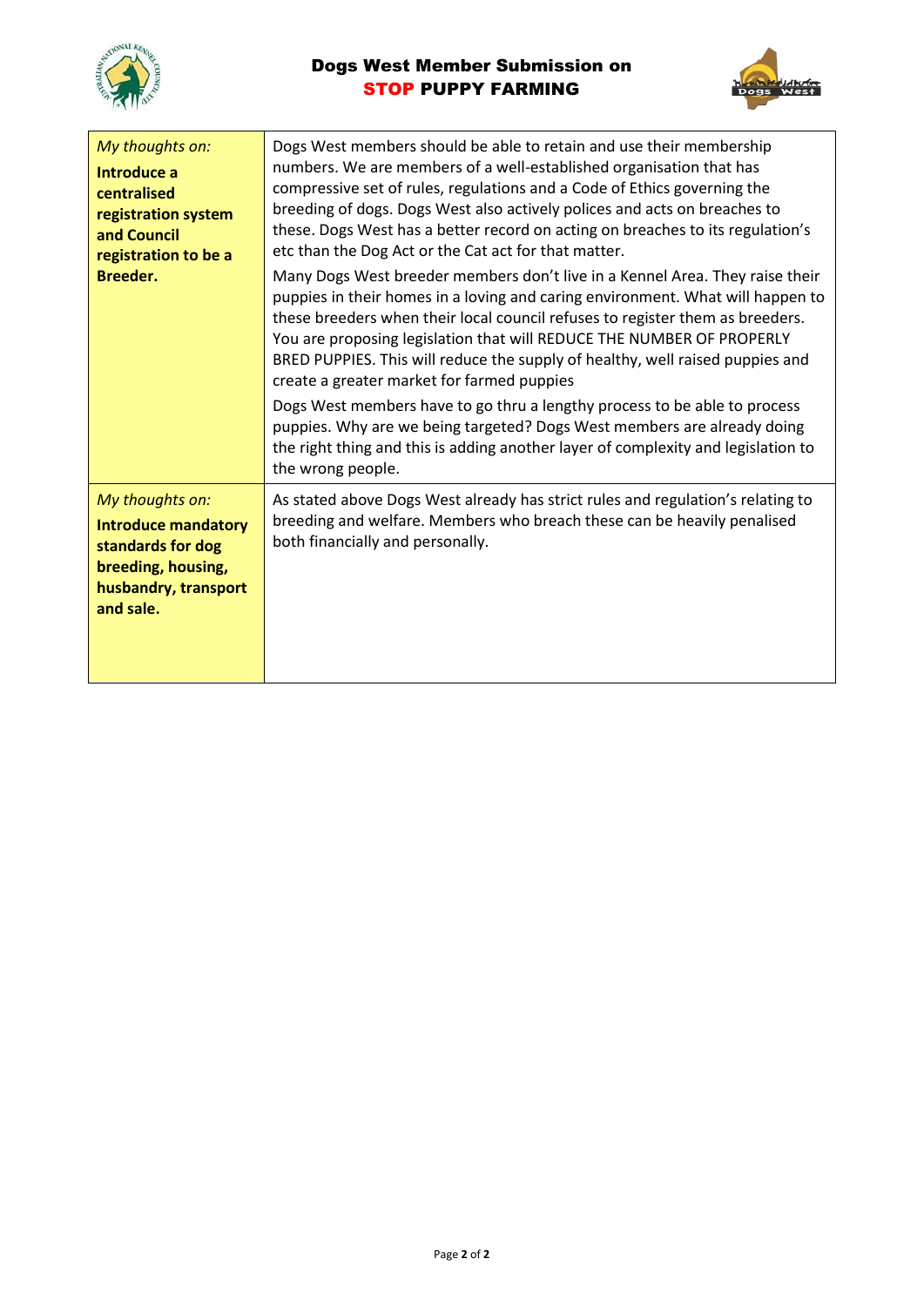# Dogs West Member Submission on STOP PUPPY FARMING

| | |
|---|---|
| *My thoughts on:* **Introduce a centralised registration system and Council registration to be a Breeder.** | Dogs West members should be able to retain and use their membership numbers. We are members of a well-established organisation that has compressive set of rules, regulations and a Code of Ethics governing the breeding of dogs. Dogs West also actively polices and acts on breaches to these. Dogs West has a better record on acting on breaches to its regulation's etc than the Dog Act or the Cat act for that matter.<br><br>Many Dogs West breeder members don't live in a Kennel Area. They raise their puppies in their homes in a loving and caring environment. What will happen to these breeders when their local council refuses to register them as breeders. You are proposing legislation that will REDUCE THE NUMBER OF PROPERLY BRED PUPPIES. This will reduce the supply of healthy, well raised puppies and create a greater market for farmed puppies<br><br>Dogs West members have to go thru a lengthy process to be able to process puppies. Why are we being targeted? Dogs West members are already doing the right thing and this is adding another layer of complexity and legislation to the wrong people. |
| *My thoughts on:* **Introduce mandatory standards for dog breeding, housing, husbandry, transport and sale.** | As stated above Dogs West already has strict rules and regulation's relating to breeding and welfare. Members who breach these can be heavily penalised both financially and personally. |